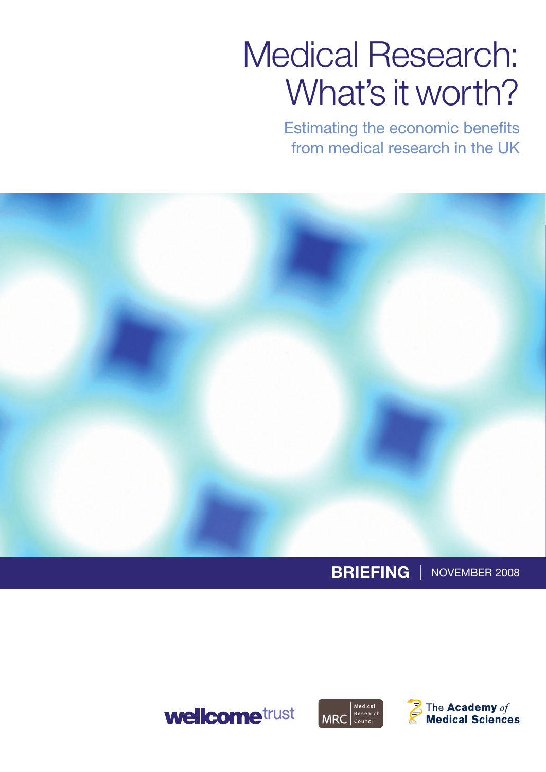# Medical Research: What's it worth?

## Estimating the economic benefits from medical research in the UK

**BRIEFING** | NOVEMBER 2008

wellcome trust

MRC Medical Research Council

The Academy *of* Medical Sciences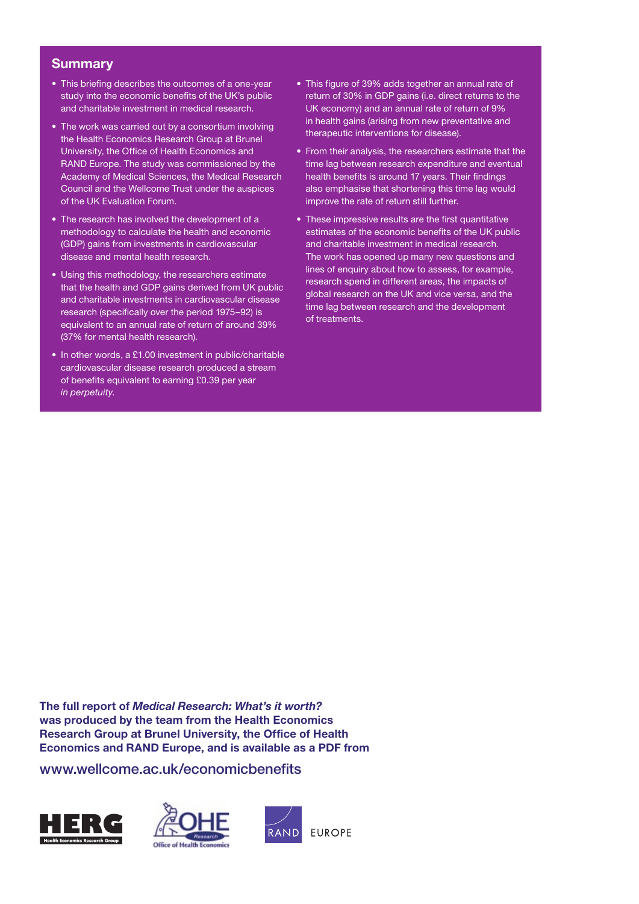## Summary

- This briefing describes the outcomes of a one-year study into the economic benefits of the UK's public and charitable investment in medical research.
- The work was carried out by a consortium involving the Health Economics Research Group at Brunel University, the Office of Health Economics and RAND Europe. The study was commissioned by the Academy of Medical Sciences, the Medical Research Council and the Wellcome Trust under the auspices of the UK Evaluation Forum.
- The research has involved the development of a methodology to calculate the health and economic (GDP) gains from investments in cardiovascular disease and mental health research.
- Using this methodology, the researchers estimate that the health and GDP gains derived from UK public and charitable investments in cardiovascular disease research (specifically over the period 1975–92) is equivalent to an annual rate of return of around 39% (37% for mental health research).
- In other words, a £1.00 investment in public/charitable cardiovascular disease research produced a stream of benefits equivalent to earning £0.39 per year *in perpetuity*.
- This figure of 39% adds together an annual rate of return of 30% in GDP gains (i.e. direct returns to the UK economy) and an annual rate of return of 9% in health gains (arising from new preventative and therapeutic interventions for disease).
- From their analysis, the researchers estimate that the time lag between research expenditure and eventual health benefits is around 17 years. Their findings also emphasise that shortening this time lag would improve the rate of return still further.
- These impressive results are the first quantitative estimates of the economic benefits of the UK public and charitable investment in medical research. The work has opened up many new questions and lines of enquiry about how to assess, for example, research spend in different areas, the impacts of global research on the UK and vice versa, and the time lag between research and the development of treatments.

**The full report of *Medical Research: What's it worth?* was produced by the team from the Health Economics Research Group at Brunel University, the Office of Health Economics and RAND Europe, and is available as a PDF from**

www.wellcome.ac.uk/economicbenefits

HERG Health Economics Research Group

OHE Research Office of Health Economics

RAND EUROPE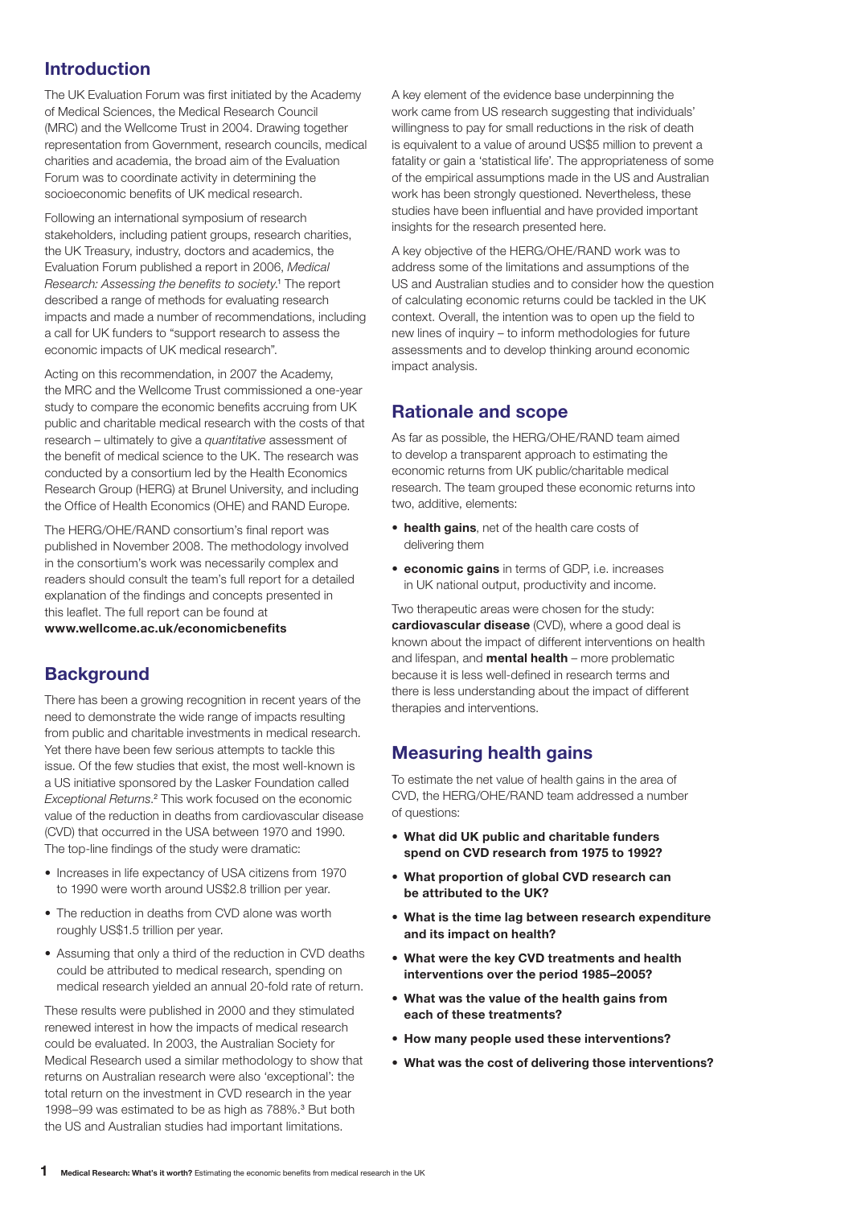## Introduction

The UK Evaluation Forum was first initiated by the Academy of Medical Sciences, the Medical Research Council (MRC) and the Wellcome Trust in 2004. Drawing together representation from Government, research councils, medical charities and academia, the broad aim of the Evaluation Forum was to coordinate activity in determining the socioeconomic benefits of UK medical research.

Following an international symposium of research stakeholders, including patient groups, research charities, the UK Treasury, industry, doctors and academics, the Evaluation Forum published a report in 2006, *Medical Research: Assessing the benefits to society*.[1] The report described a range of methods for evaluating research impacts and made a number of recommendations, including a call for UK funders to "support research to assess the economic impacts of UK medical research".

Acting on this recommendation, in 2007 the Academy, the MRC and the Wellcome Trust commissioned a one-year study to compare the economic benefits accruing from UK public and charitable medical research with the costs of that research – ultimately to give a *quantitative* assessment of the benefit of medical science to the UK. The research was conducted by a consortium led by the Health Economics Research Group (HERG) at Brunel University, and including the Office of Health Economics (OHE) and RAND Europe.

The HERG/OHE/RAND consortium's final report was published in November 2008. The methodology involved in the consortium's work was necessarily complex and readers should consult the team's full report for a detailed explanation of the findings and concepts presented in this leaflet. The full report can be found at **www.wellcome.ac.uk/economicbenefits**

## Background

There has been a growing recognition in recent years of the need to demonstrate the wide range of impacts resulting from public and charitable investments in medical research. Yet there have been few serious attempts to tackle this issue. Of the few studies that exist, the most well-known is a US initiative sponsored by the Lasker Foundation called *Exceptional Returns*.[2] This work focused on the economic value of the reduction in deaths from cardiovascular disease (CVD) that occurred in the USA between 1970 and 1990. The top-line findings of the study were dramatic:

- Increases in life expectancy of USA citizens from 1970 to 1990 were worth around US$2.8 trillion per year.
- The reduction in deaths from CVD alone was worth roughly US$1.5 trillion per year.
- Assuming that only a third of the reduction in CVD deaths could be attributed to medical research, spending on medical research yielded an annual 20-fold rate of return.

These results were published in 2000 and they stimulated renewed interest in how the impacts of medical research could be evaluated. In 2003, the Australian Society for Medical Research used a similar methodology to show that returns on Australian research were also 'exceptional': the total return on the investment in CVD research in the year 1998–99 was estimated to be as high as 788%.[3] But both the US and Australian studies had important limitations.

A key element of the evidence base underpinning the work came from US research suggesting that individuals' willingness to pay for small reductions in the risk of death is equivalent to a value of around US$5 million to prevent a fatality or gain a 'statistical life'. The appropriateness of some of the empirical assumptions made in the US and Australian work has been strongly questioned. Nevertheless, these studies have been influential and have provided important insights for the research presented here.

A key objective of the HERG/OHE/RAND work was to address some of the limitations and assumptions of the US and Australian studies and to consider how the question of calculating economic returns could be tackled in the UK context. Overall, the intention was to open up the field to new lines of inquiry – to inform methodologies for future assessments and to develop thinking around economic impact analysis.

## Rationale and scope

As far as possible, the HERG/OHE/RAND team aimed to develop a transparent approach to estimating the economic returns from UK public/charitable medical research. The team grouped these economic returns into two, additive, elements:

- **health gains**, net of the health care costs of delivering them
- **economic gains** in terms of GDP, i.e. increases in UK national output, productivity and income.

Two therapeutic areas were chosen for the study: **cardiovascular disease** (CVD), where a good deal is known about the impact of different interventions on health and lifespan, and **mental health** – more problematic because it is less well-defined in research terms and there is less understanding about the impact of different therapies and interventions.

## Measuring health gains

To estimate the net value of health gains in the area of CVD, the HERG/OHE/RAND team addressed a number of questions:

- **What did UK public and charitable funders spend on CVD research from 1975 to 1992?**
- **What proportion of global CVD research can be attributed to the UK?**
- **What is the time lag between research expenditure and its impact on health?**
- **What were the key CVD treatments and health interventions over the period 1985–2005?**
- **What was the value of the health gains from each of these treatments?**
- **How many people used these interventions?**
- **What was the cost of delivering those interventions?**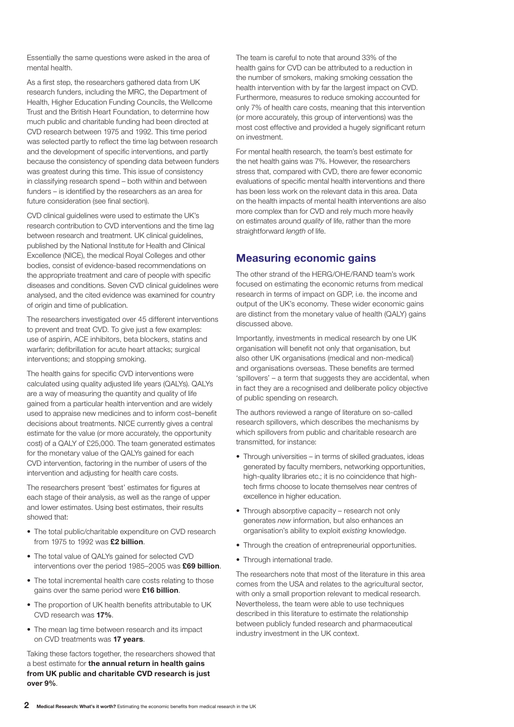Essentially the same questions were asked in the area of mental health.

As a first step, the researchers gathered data from UK research funders, including the MRC, the Department of Health, Higher Education Funding Councils, the Wellcome Trust and the British Heart Foundation, to determine how much public and charitable funding had been directed at CVD research between 1975 and 1992. This time period was selected partly to reflect the time lag between research and the development of specific interventions, and partly because the consistency of spending data between funders was greatest during this time. This issue of consistency in classifying research spend – both within and between funders – is identified by the researchers as an area for future consideration (see final section).

CVD clinical guidelines were used to estimate the UK's research contribution to CVD interventions and the time lag between research and treatment. UK clinical guidelines, published by the National Institute for Health and Clinical Excellence (NICE), the medical Royal Colleges and other bodies, consist of evidence-based recommendations on the appropriate treatment and care of people with specific diseases and conditions. Seven CVD clinical guidelines were analysed, and the cited evidence was examined for country of origin and time of publication.

The researchers investigated over 45 different interventions to prevent and treat CVD. To give just a few examples: use of aspirin, ACE inhibitors, beta blockers, statins and warfarin; defibrillation for acute heart attacks; surgical interventions; and stopping smoking.

The health gains for specific CVD interventions were calculated using quality adjusted life years (QALYs). QALYs are a way of measuring the quantity and quality of life gained from a particular health intervention and are widely used to appraise new medicines and to inform cost–benefit decisions about treatments. NICE currently gives a central estimate for the value (or more accurately, the opportunity cost) of a QALY of £25,000. The team generated estimates for the monetary value of the QALYs gained for each CVD intervention, factoring in the number of users of the intervention and adjusting for health care costs.

The researchers present 'best' estimates for figures at each stage of their analysis, as well as the range of upper and lower estimates. Using best estimates, their results showed that:

- The total public/charitable expenditure on CVD research from 1975 to 1992 was **£2 billion**.
- The total value of QALYs gained for selected CVD interventions over the period 1985–2005 was **£69 billion**.
- The total incremental health care costs relating to those gains over the same period were **£16 billion**.
- The proportion of UK health benefits attributable to UK CVD research was **17%**.
- The mean lag time between research and its impact on CVD treatments was **17 years**.

Taking these factors together, the researchers showed that a best estimate for **the annual return in health gains from UK public and charitable CVD research is just over 9%**.

The team is careful to note that around 33% of the health gains for CVD can be attributed to a reduction in the number of smokers, making smoking cessation the health intervention with by far the largest impact on CVD. Furthermore, measures to reduce smoking accounted for only 7% of health care costs, meaning that this intervention (or more accurately, this group of interventions) was the most cost effective and provided a hugely significant return on investment.

For mental health research, the team's best estimate for the net health gains was 7%. However, the researchers stress that, compared with CVD, there are fewer economic evaluations of specific mental health interventions and there has been less work on the relevant data in this area. Data on the health impacts of mental health interventions are also more complex than for CVD and rely much more heavily on estimates around *quality* of life, rather than the more straightforward *length* of life.

## Measuring economic gains

The other strand of the HERG/OHE/RAND team's work focused on estimating the economic returns from medical research in terms of impact on GDP, i.e. the income and output of the UK's economy. These wider economic gains are distinct from the monetary value of health (QALY) gains discussed above.

Importantly, investments in medical research by one UK organisation will benefit not only that organisation, but also other UK organisations (medical and non-medical) and organisations overseas. These benefits are termed 'spillovers' – a term that suggests they are accidental, when in fact they are a recognised and deliberate policy objective of public spending on research.

The authors reviewed a range of literature on so-called research spillovers, which describes the mechanisms by which spillovers from public and charitable research are transmitted, for instance:

- Through universities – in terms of skilled graduates, ideas generated by faculty members, networking opportunities, high-quality libraries etc.; it is no coincidence that high-tech firms choose to locate themselves near centres of excellence in higher education.
- Through absorptive capacity – research not only generates *new* information, but also enhances an organisation's ability to exploit *existing* knowledge.
- Through the creation of entrepreneurial opportunities.
- Through international trade.

The researchers note that most of the literature in this area comes from the USA and relates to the agricultural sector, with only a small proportion relevant to medical research. Nevertheless, the team were able to use techniques described in this literature to estimate the relationship between publicly funded research and pharmaceutical industry investment in the UK context.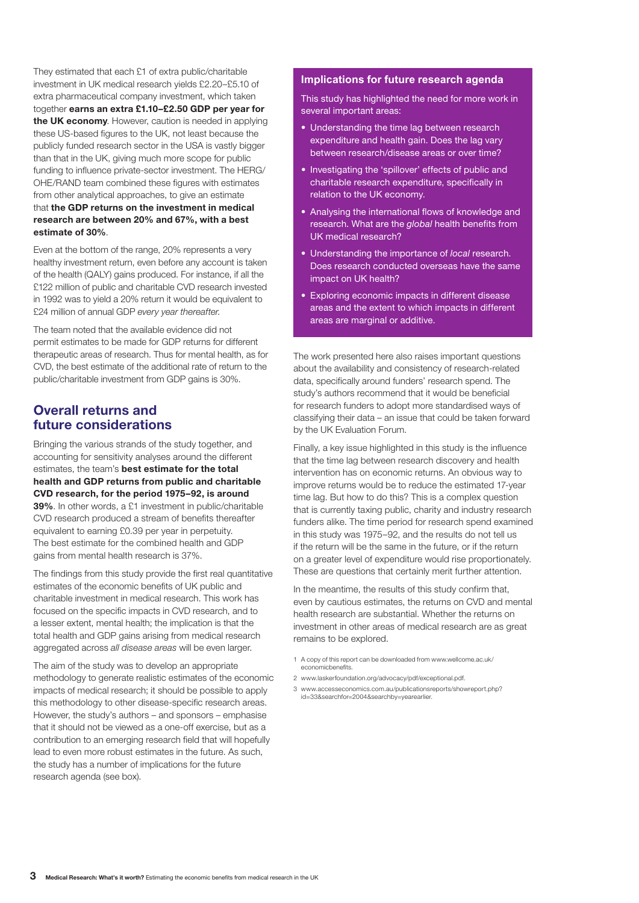They estimated that each £1 of extra public/charitable investment in UK medical research yields £2.20–£5.10 of extra pharmaceutical company investment, which taken together **earns an extra £1.10–£2.50 GDP per year for the UK economy**. However, caution is needed in applying these US-based figures to the UK, not least because the publicly funded research sector in the USA is vastly bigger than that in the UK, giving much more scope for public funding to influence private-sector investment. The HERG/OHE/RAND team combined these figures with estimates from other analytical approaches, to give an estimate that **the GDP returns on the investment in medical research are between 20% and 67%, with a best estimate of 30%**.

Even at the bottom of the range, 20% represents a very healthy investment return, even before any account is taken of the health (QALY) gains produced. For instance, if all the £122 million of public and charitable CVD research invested in 1992 was to yield a 20% return it would be equivalent to £24 million of annual GDP *every year thereafter.*

The team noted that the available evidence did not permit estimates to be made for GDP returns for different therapeutic areas of research. Thus for mental health, as for CVD, the best estimate of the additional rate of return to the public/charitable investment from GDP gains is 30%.

## Overall returns and future considerations

Bringing the various strands of the study together, and accounting for sensitivity analyses around the different estimates, the team's **best estimate for the total health and GDP returns from public and charitable CVD research, for the period 1975–92, is around 39%**. In other words, a £1 investment in public/charitable CVD research produced a stream of benefits thereafter equivalent to earning £0.39 per year in perpetuity. The best estimate for the combined health and GDP gains from mental health research is 37%.

The findings from this study provide the first real quantitative estimates of the economic benefits of UK public and charitable investment in medical research. This work has focused on the specific impacts in CVD research, and to a lesser extent, mental health; the implication is that the total health and GDP gains arising from medical research aggregated across *all disease areas* will be even larger.

The aim of the study was to develop an appropriate methodology to generate realistic estimates of the economic impacts of medical research; it should be possible to apply this methodology to other disease-specific research areas. However, the study's authors – and sponsors – emphasise that it should not be viewed as a one-off exercise, but as a contribution to an emerging research field that will hopefully lead to even more robust estimates in the future. As such, the study has a number of implications for the future research agenda (see box).

### Implications for future research agenda

This study has highlighted the need for more work in several important areas:

- Understanding the time lag between research expenditure and health gain. Does the lag vary between research/disease areas or over time?
- Investigating the 'spillover' effects of public and charitable research expenditure, specifically in relation to the UK economy.
- Analysing the international flows of knowledge and research. What are the *global* health benefits from UK medical research?
- Understanding the importance of *local* research. Does research conducted overseas have the same impact on UK health?
- Exploring economic impacts in different disease areas and the extent to which impacts in different areas are marginal or additive.

The work presented here also raises important questions about the availability and consistency of research-related data, specifically around funders' research spend. The study's authors recommend that it would be beneficial for research funders to adopt more standardised ways of classifying their data – an issue that could be taken forward by the UK Evaluation Forum.

Finally, a key issue highlighted in this study is the influence that the time lag between research discovery and health intervention has on economic returns. An obvious way to improve returns would be to reduce the estimated 17-year time lag. But how to do this? This is a complex question that is currently taxing public, charity and industry research funders alike. The time period for research spend examined in this study was 1975–92, and the results do not tell us if the return will be the same in the future, or if the return on a greater level of expenditure would rise proportionately. These are questions that certainly merit further attention.

In the meantime, the results of this study confirm that, even by cautious estimates, the returns on CVD and mental health research are substantial. Whether the returns on investment in other areas of medical research are as great remains to be explored.

1 A copy of this report can be downloaded from www.wellcome.ac.uk/economicbenefits.

2 www.laskerfoundation.org/advocacy/pdf/exceptional.pdf.

3 www.accesseconomics.com.au/publicationsreports/showreport.php?id=33&searchfor=2004&searchby=yearearlier.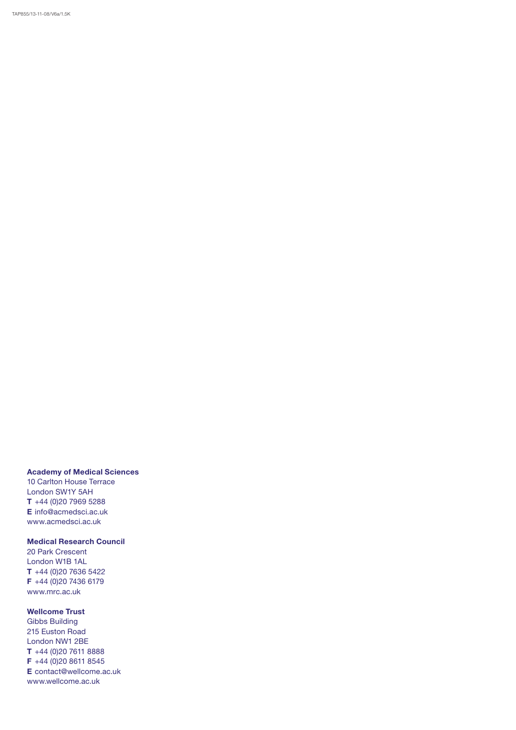TAP855/13-11-08/V6a/1.5K

**Academy of Medical Sciences**
10 Carlton House Terrace
London SW1Y 5AH
**T** +44 (0)20 7969 5288
**E** info@acmedsci.ac.uk
www.acmedsci.ac.uk

**Medical Research Council**
20 Park Crescent
London W1B 1AL
**T** +44 (0)20 7636 5422
**F** +44 (0)20 7436 6179
www.mrc.ac.uk

**Wellcome Trust**
Gibbs Building
215 Euston Road
London NW1 2BE
**T** +44 (0)20 7611 8888
**F** +44 (0)20 8611 8545
**E** contact@wellcome.ac.uk
www.wellcome.ac.uk